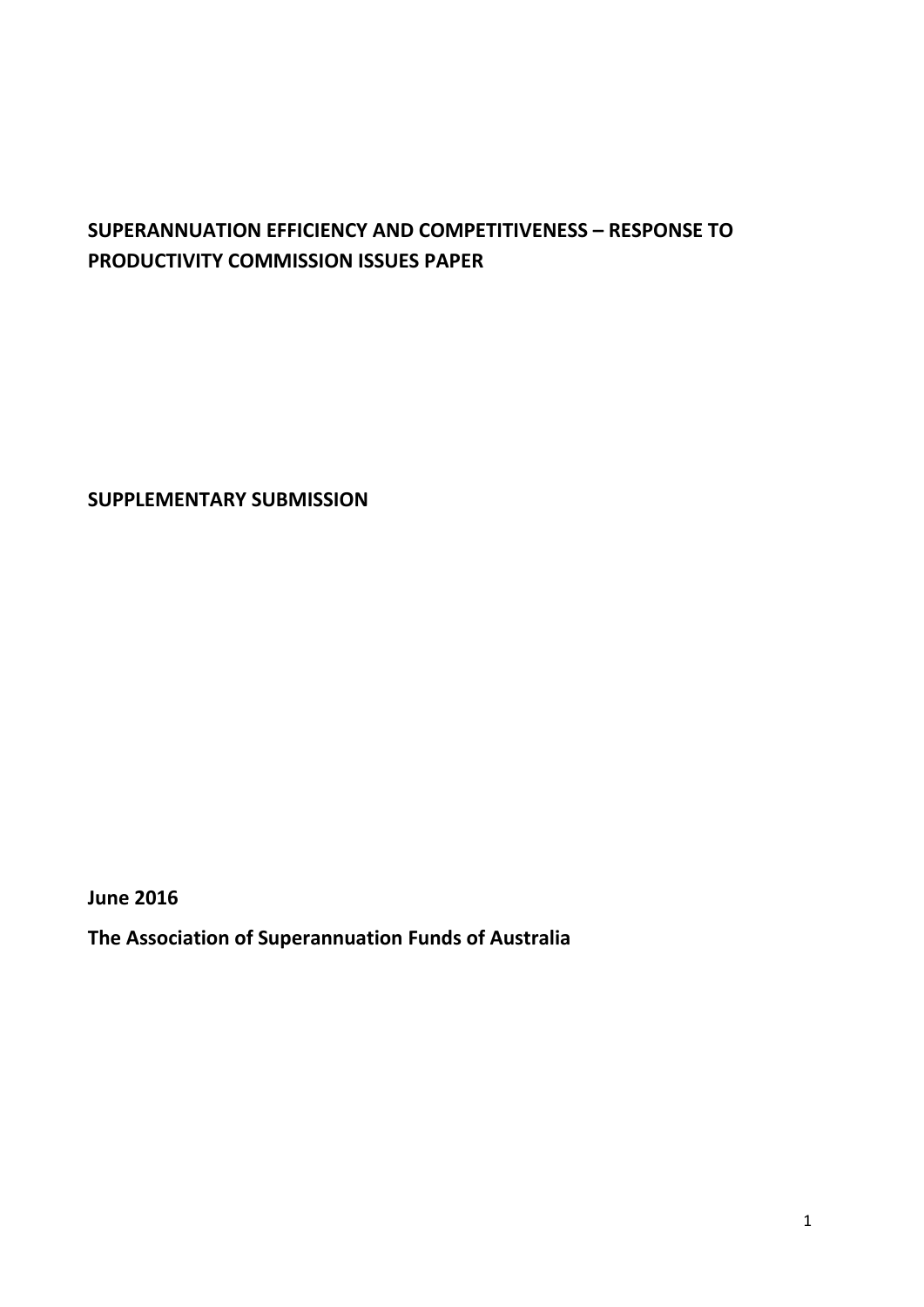# SUPERANNUATION EFFICIENCY AND COMPETITIVENESS – RESPONSE TO PRODUCTIVITY COMMISSION ISSUES PAPER

**SUPPLEMENTARY SUBMISSION**

**June 2016**

**The Association of Superannuation Funds of Australia**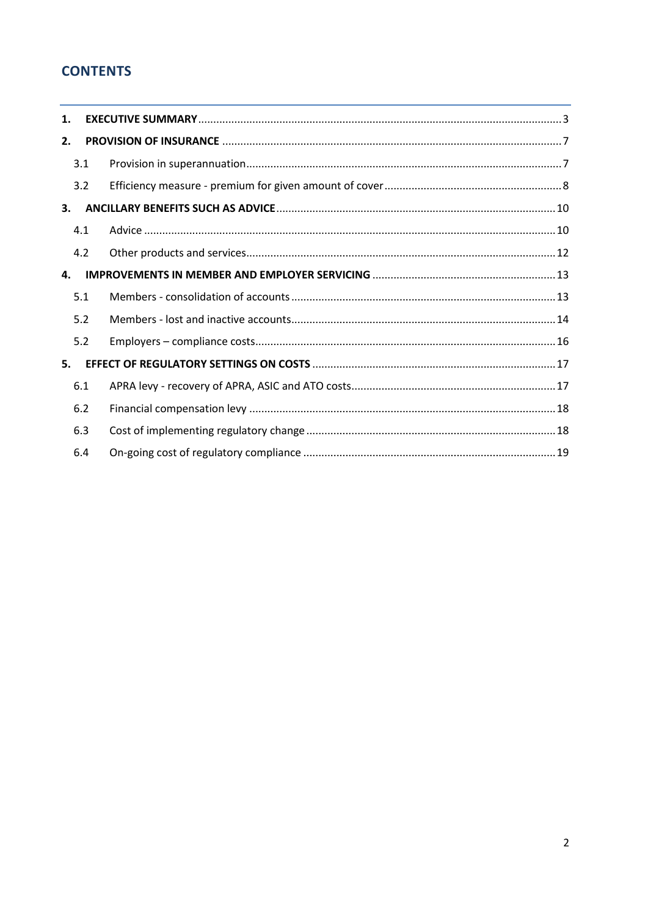## CONTENTS

| | | |
|---|---|---|
| **1.** | **EXECUTIVE SUMMARY** | 3 |
| **2.** | **PROVISION OF INSURANCE** | 7 |
| 3.1 | Provision in superannuation | 7 |
| 3.2 | Efficiency measure - premium for given amount of cover | 8 |
| **3.** | **ANCILLARY BENEFITS SUCH AS ADVICE** | 10 |
| 4.1 | Advice | 10 |
| 4.2 | Other products and services | 12 |
| **4.** | **IMPROVEMENTS IN MEMBER AND EMPLOYER SERVICING** | 13 |
| 5.1 | Members - consolidation of accounts | 13 |
| 5.2 | Members - lost and inactive accounts | 14 |
| 5.2 | Employers – compliance costs | 16 |
| **5.** | **EFFECT OF REGULATORY SETTINGS ON COSTS** | 17 |
| 6.1 | APRA levy - recovery of APRA, ASIC and ATO costs | 17 |
| 6.2 | Financial compensation levy | 18 |
| 6.3 | Cost of implementing regulatory change | 18 |
| 6.4 | On-going cost of regulatory compliance | 19 |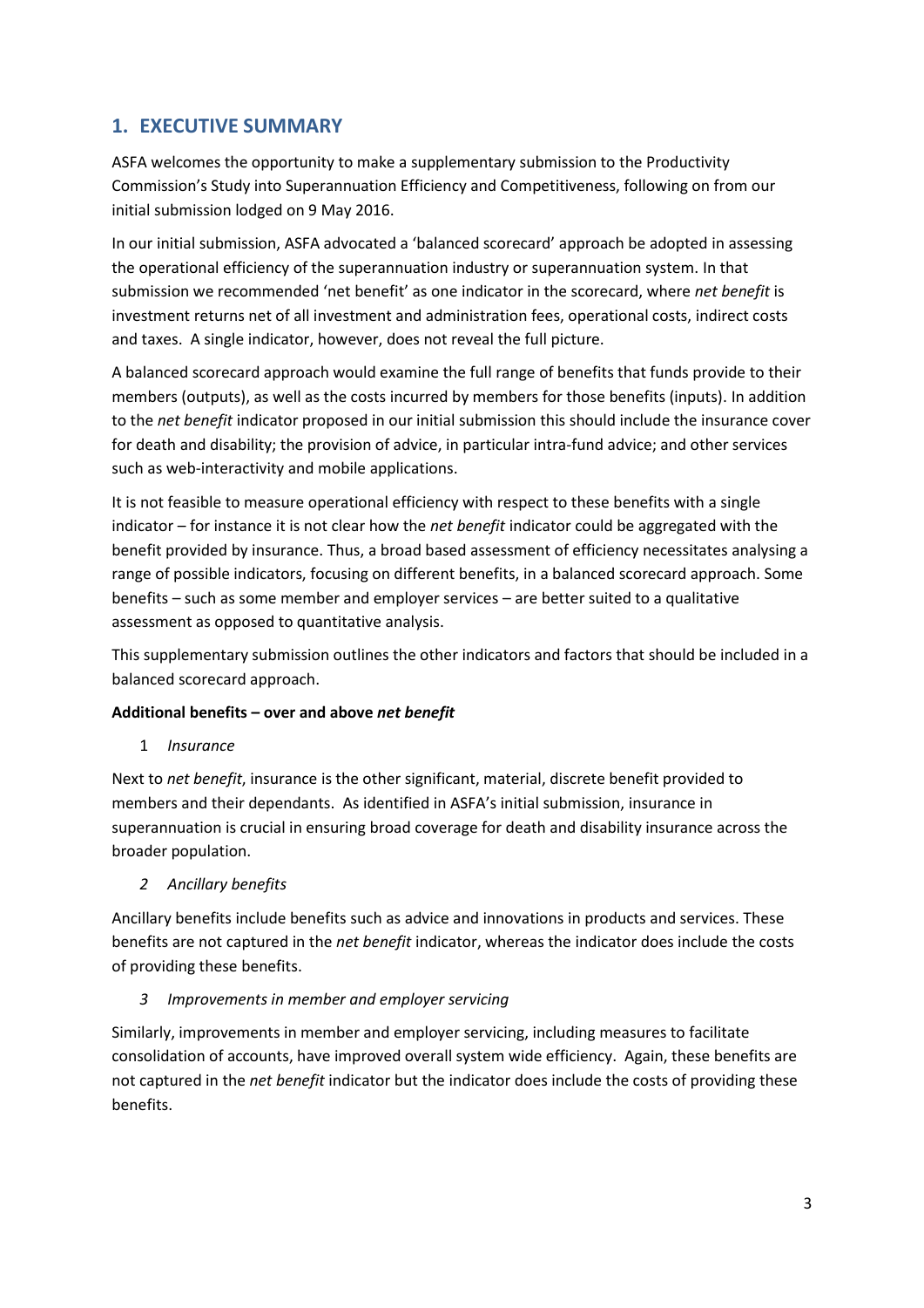## 1. EXECUTIVE SUMMARY

ASFA welcomes the opportunity to make a supplementary submission to the Productivity Commission's Study into Superannuation Efficiency and Competitiveness, following on from our initial submission lodged on 9 May 2016.

In our initial submission, ASFA advocated a 'balanced scorecard' approach be adopted in assessing the operational efficiency of the superannuation industry or superannuation system. In that submission we recommended 'net benefit' as one indicator in the scorecard, where *net benefit* is investment returns net of all investment and administration fees, operational costs, indirect costs and taxes. A single indicator, however, does not reveal the full picture.

A balanced scorecard approach would examine the full range of benefits that funds provide to their members (outputs), as well as the costs incurred by members for those benefits (inputs). In addition to the *net benefit* indicator proposed in our initial submission this should include the insurance cover for death and disability; the provision of advice, in particular intra-fund advice; and other services such as web-interactivity and mobile applications.

It is not feasible to measure operational efficiency with respect to these benefits with a single indicator – for instance it is not clear how the *net benefit* indicator could be aggregated with the benefit provided by insurance. Thus, a broad based assessment of efficiency necessitates analysing a range of possible indicators, focusing on different benefits, in a balanced scorecard approach. Some benefits – such as some member and employer services – are better suited to a qualitative assessment as opposed to quantitative analysis.

This supplementary submission outlines the other indicators and factors that should be included in a balanced scorecard approach.

**Additional benefits – over and above *net benefit***

1 *Insurance*

Next to *net benefit*, insurance is the other significant, material, discrete benefit provided to members and their dependants. As identified in ASFA's initial submission, insurance in superannuation is crucial in ensuring broad coverage for death and disability insurance across the broader population.

*2 Ancillary benefits*

Ancillary benefits include benefits such as advice and innovations in products and services. These benefits are not captured in the *net benefit* indicator, whereas the indicator does include the costs of providing these benefits.

*3 Improvements in member and employer servicing*

Similarly, improvements in member and employer servicing, including measures to facilitate consolidation of accounts, have improved overall system wide efficiency. Again, these benefits are not captured in the *net benefit* indicator but the indicator does include the costs of providing these benefits.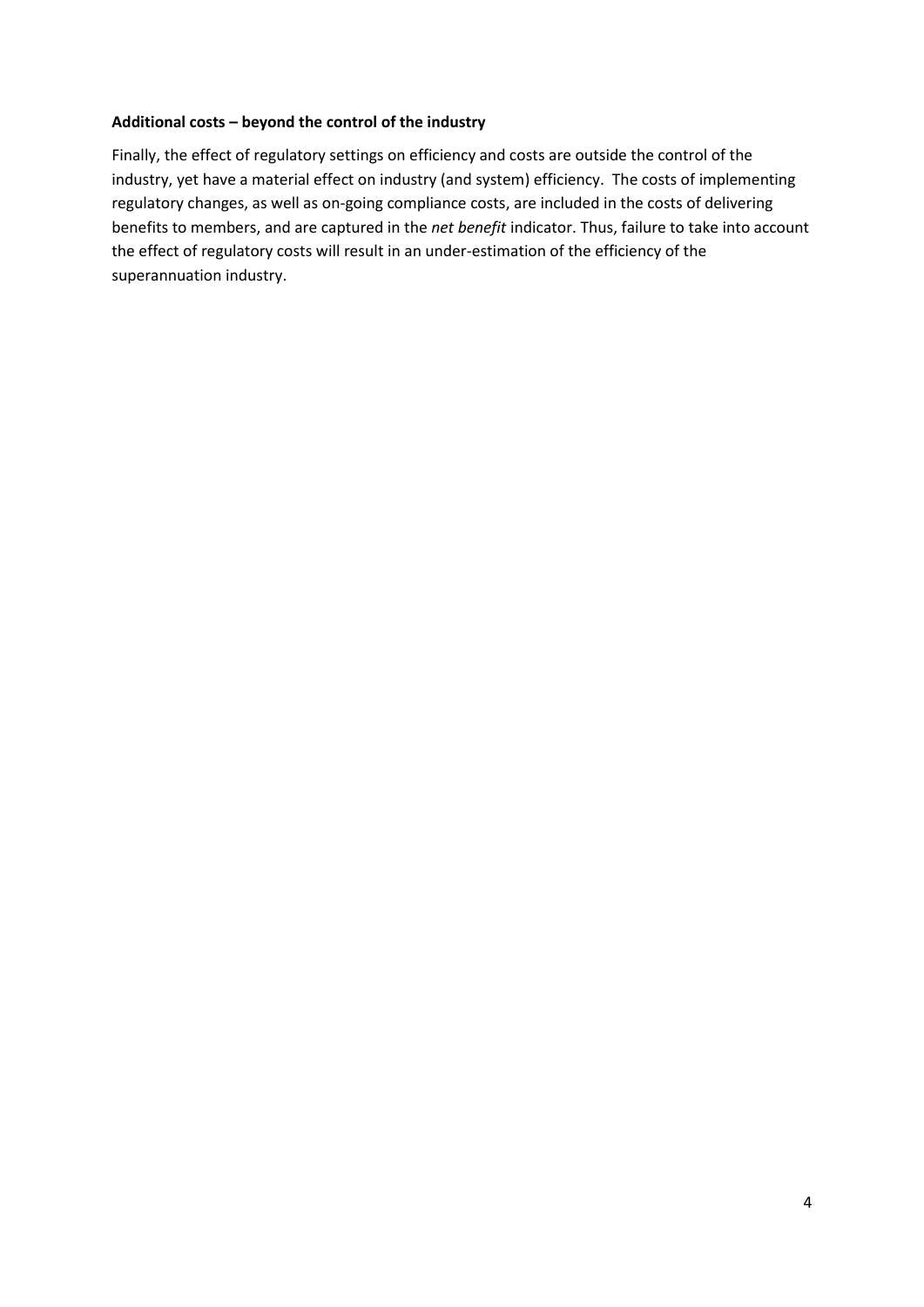**Additional costs – beyond the control of the industry**

Finally, the effect of regulatory settings on efficiency and costs are outside the control of the industry, yet have a material effect on industry (and system) efficiency. The costs of implementing regulatory changes, as well as on-going compliance costs, are included in the costs of delivering benefits to members, and are captured in the *net benefit* indicator. Thus, failure to take into account the effect of regulatory costs will result in an under-estimation of the efficiency of the superannuation industry.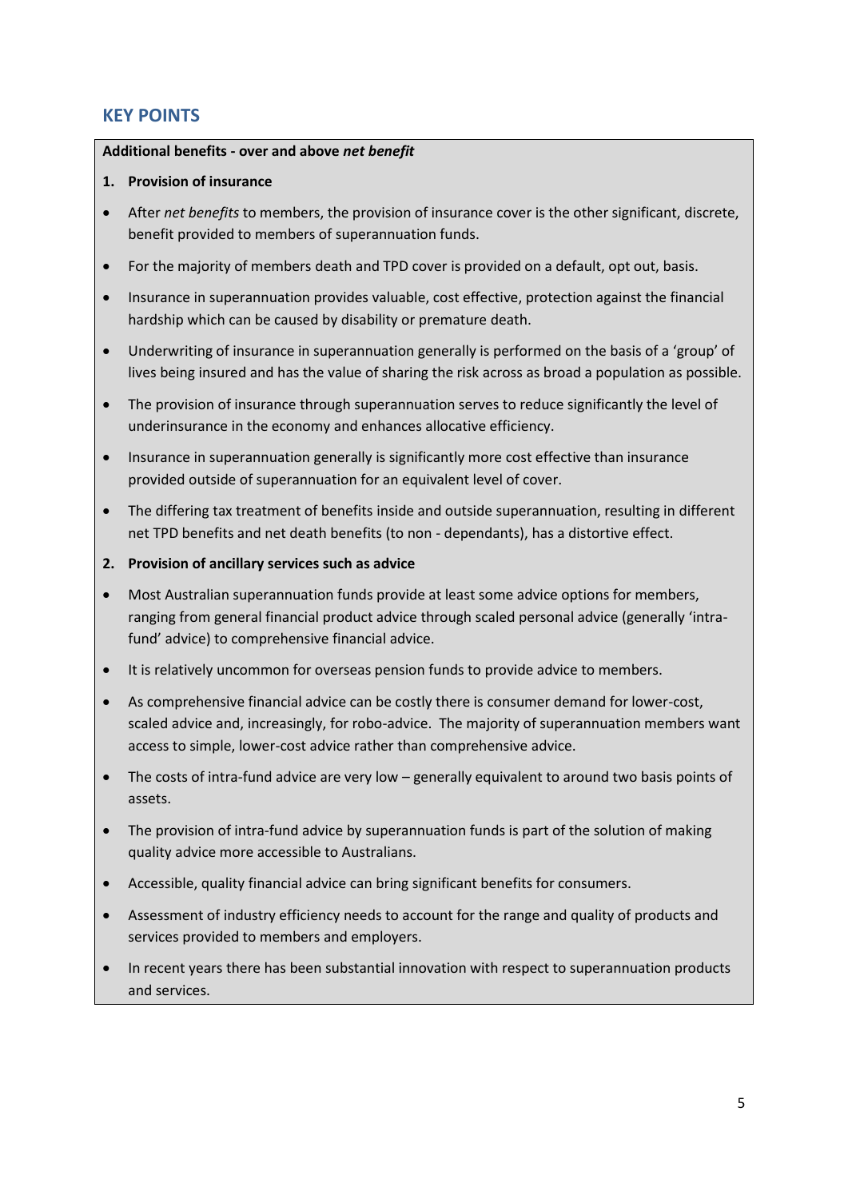## KEY POINTS

**Additional benefits - over and above *net benefit***

**1. Provision of insurance**

- After *net benefits* to members, the provision of insurance cover is the other significant, discrete, benefit provided to members of superannuation funds.
- For the majority of members death and TPD cover is provided on a default, opt out, basis.
- Insurance in superannuation provides valuable, cost effective, protection against the financial hardship which can be caused by disability or premature death.
- Underwriting of insurance in superannuation generally is performed on the basis of a 'group' of lives being insured and has the value of sharing the risk across as broad a population as possible.
- The provision of insurance through superannuation serves to reduce significantly the level of underinsurance in the economy and enhances allocative efficiency.
- Insurance in superannuation generally is significantly more cost effective than insurance provided outside of superannuation for an equivalent level of cover.
- The differing tax treatment of benefits inside and outside superannuation, resulting in different net TPD benefits and net death benefits (to non - dependants), has a distortive effect.

**2. Provision of ancillary services such as advice**

- Most Australian superannuation funds provide at least some advice options for members, ranging from general financial product advice through scaled personal advice (generally 'intra-fund' advice) to comprehensive financial advice.
- It is relatively uncommon for overseas pension funds to provide advice to members.
- As comprehensive financial advice can be costly there is consumer demand for lower-cost, scaled advice and, increasingly, for robo-advice. The majority of superannuation members want access to simple, lower-cost advice rather than comprehensive advice.
- The costs of intra-fund advice are very low – generally equivalent to around two basis points of assets.
- The provision of intra-fund advice by superannuation funds is part of the solution of making quality advice more accessible to Australians.
- Accessible, quality financial advice can bring significant benefits for consumers.
- Assessment of industry efficiency needs to account for the range and quality of products and services provided to members and employers.
- In recent years there has been substantial innovation with respect to superannuation products and services.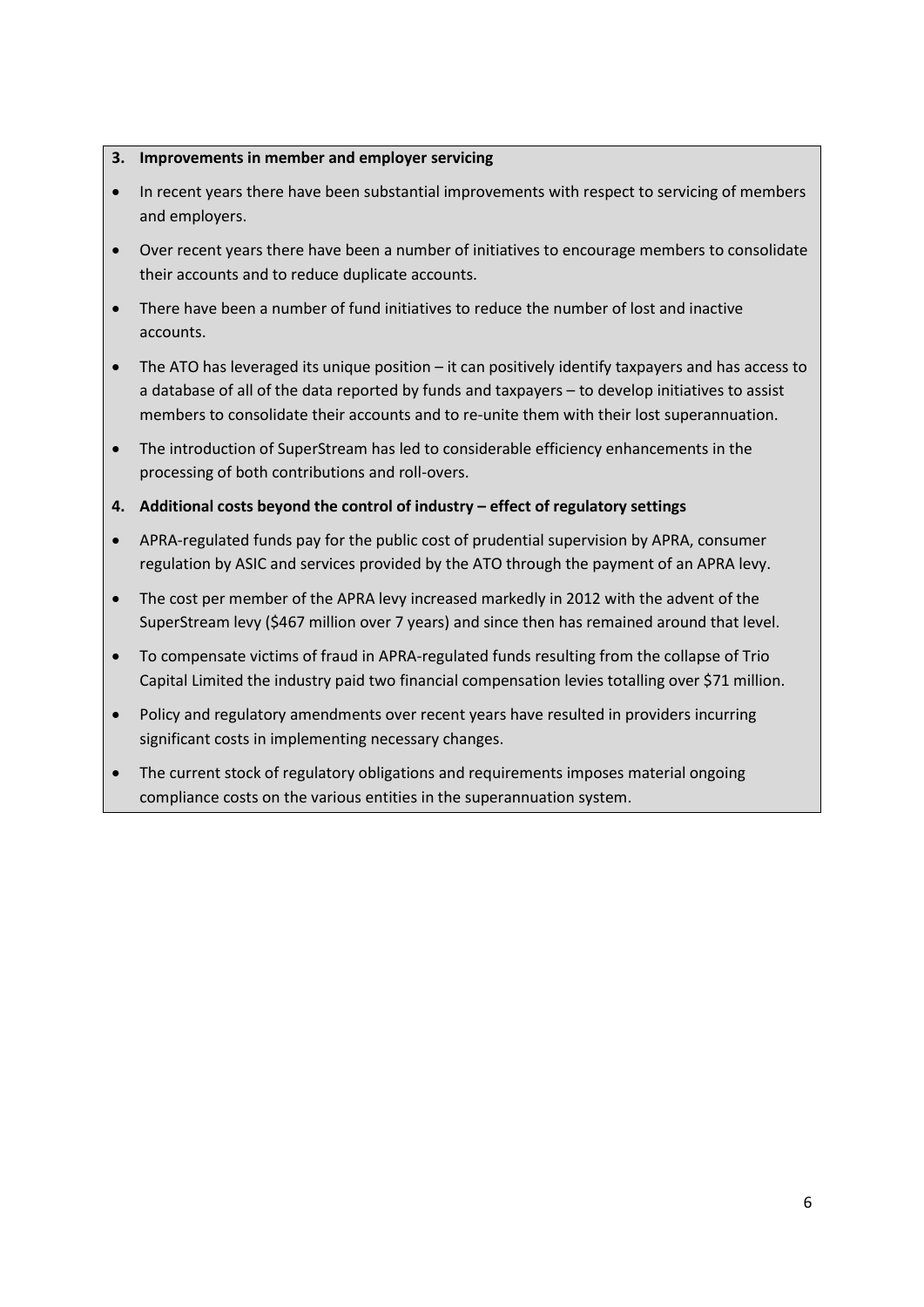**3. Improvements in member and employer servicing**

- In recent years there have been substantial improvements with respect to servicing of members and employers.
- Over recent years there have been a number of initiatives to encourage members to consolidate their accounts and to reduce duplicate accounts.
- There have been a number of fund initiatives to reduce the number of lost and inactive accounts.
- The ATO has leveraged its unique position – it can positively identify taxpayers and has access to a database of all of the data reported by funds and taxpayers – to develop initiatives to assist members to consolidate their accounts and to re-unite them with their lost superannuation.
- The introduction of SuperStream has led to considerable efficiency enhancements in the processing of both contributions and roll-overs.

**4. Additional costs beyond the control of industry – effect of regulatory settings**

- APRA-regulated funds pay for the public cost of prudential supervision by APRA, consumer regulation by ASIC and services provided by the ATO through the payment of an APRA levy.
- The cost per member of the APRA levy increased markedly in 2012 with the advent of the SuperStream levy ($467 million over 7 years) and since then has remained around that level.
- To compensate victims of fraud in APRA-regulated funds resulting from the collapse of Trio Capital Limited the industry paid two financial compensation levies totalling over $71 million.
- Policy and regulatory amendments over recent years have resulted in providers incurring significant costs in implementing necessary changes.
- The current stock of regulatory obligations and requirements imposes material ongoing compliance costs on the various entities in the superannuation system.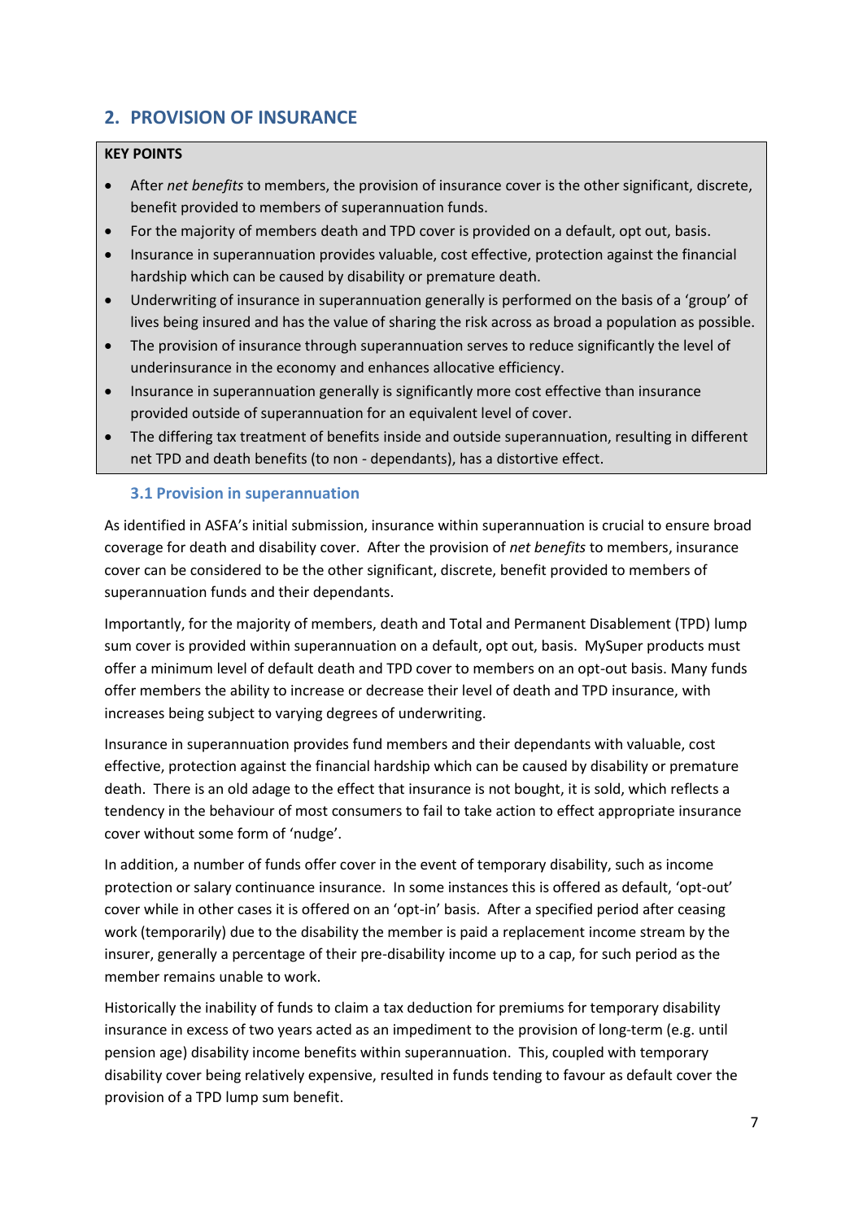## 2. PROVISION OF INSURANCE

**KEY POINTS**

- After *net benefits* to members, the provision of insurance cover is the other significant, discrete, benefit provided to members of superannuation funds.
- For the majority of members death and TPD cover is provided on a default, opt out, basis.
- Insurance in superannuation provides valuable, cost effective, protection against the financial hardship which can be caused by disability or premature death.
- Underwriting of insurance in superannuation generally is performed on the basis of a 'group' of lives being insured and has the value of sharing the risk across as broad a population as possible.
- The provision of insurance through superannuation serves to reduce significantly the level of underinsurance in the economy and enhances allocative efficiency.
- Insurance in superannuation generally is significantly more cost effective than insurance provided outside of superannuation for an equivalent level of cover.
- The differing tax treatment of benefits inside and outside superannuation, resulting in different net TPD and death benefits (to non - dependants), has a distortive effect.

### 3.1 Provision in superannuation

As identified in ASFA's initial submission, insurance within superannuation is crucial to ensure broad coverage for death and disability cover. After the provision of *net benefits* to members, insurance cover can be considered to be the other significant, discrete, benefit provided to members of superannuation funds and their dependants.

Importantly, for the majority of members, death and Total and Permanent Disablement (TPD) lump sum cover is provided within superannuation on a default, opt out, basis. MySuper products must offer a minimum level of default death and TPD cover to members on an opt-out basis. Many funds offer members the ability to increase or decrease their level of death and TPD insurance, with increases being subject to varying degrees of underwriting.

Insurance in superannuation provides fund members and their dependants with valuable, cost effective, protection against the financial hardship which can be caused by disability or premature death. There is an old adage to the effect that insurance is not bought, it is sold, which reflects a tendency in the behaviour of most consumers to fail to take action to effect appropriate insurance cover without some form of 'nudge'.

In addition, a number of funds offer cover in the event of temporary disability, such as income protection or salary continuance insurance. In some instances this is offered as default, 'opt-out' cover while in other cases it is offered on an 'opt-in' basis. After a specified period after ceasing work (temporarily) due to the disability the member is paid a replacement income stream by the insurer, generally a percentage of their pre-disability income up to a cap, for such period as the member remains unable to work.

Historically the inability of funds to claim a tax deduction for premiums for temporary disability insurance in excess of two years acted as an impediment to the provision of long-term (e.g. until pension age) disability income benefits within superannuation. This, coupled with temporary disability cover being relatively expensive, resulted in funds tending to favour as default cover the provision of a TPD lump sum benefit.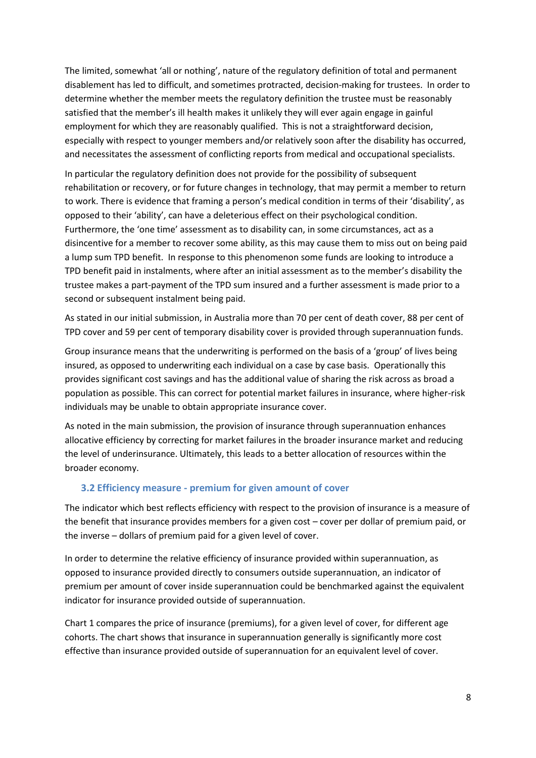The limited, somewhat 'all or nothing', nature of the regulatory definition of total and permanent disablement has led to difficult, and sometimes protracted, decision-making for trustees. In order to determine whether the member meets the regulatory definition the trustee must be reasonably satisfied that the member's ill health makes it unlikely they will ever again engage in gainful employment for which they are reasonably qualified. This is not a straightforward decision, especially with respect to younger members and/or relatively soon after the disability has occurred, and necessitates the assessment of conflicting reports from medical and occupational specialists.

In particular the regulatory definition does not provide for the possibility of subsequent rehabilitation or recovery, or for future changes in technology, that may permit a member to return to work. There is evidence that framing a person's medical condition in terms of their 'disability', as opposed to their 'ability', can have a deleterious effect on their psychological condition. Furthermore, the 'one time' assessment as to disability can, in some circumstances, act as a disincentive for a member to recover some ability, as this may cause them to miss out on being paid a lump sum TPD benefit. In response to this phenomenon some funds are looking to introduce a TPD benefit paid in instalments, where after an initial assessment as to the member's disability the trustee makes a part-payment of the TPD sum insured and a further assessment is made prior to a second or subsequent instalment being paid.

As stated in our initial submission, in Australia more than 70 per cent of death cover, 88 per cent of TPD cover and 59 per cent of temporary disability cover is provided through superannuation funds.

Group insurance means that the underwriting is performed on the basis of a 'group' of lives being insured, as opposed to underwriting each individual on a case by case basis. Operationally this provides significant cost savings and has the additional value of sharing the risk across as broad a population as possible. This can correct for potential market failures in insurance, where higher-risk individuals may be unable to obtain appropriate insurance cover.

As noted in the main submission, the provision of insurance through superannuation enhances allocative efficiency by correcting for market failures in the broader insurance market and reducing the level of underinsurance. Ultimately, this leads to a better allocation of resources within the broader economy.

### 3.2 Efficiency measure - premium for given amount of cover

The indicator which best reflects efficiency with respect to the provision of insurance is a measure of the benefit that insurance provides members for a given cost – cover per dollar of premium paid, or the inverse – dollars of premium paid for a given level of cover.

In order to determine the relative efficiency of insurance provided within superannuation, as opposed to insurance provided directly to consumers outside superannuation, an indicator of premium per amount of cover inside superannuation could be benchmarked against the equivalent indicator for insurance provided outside of superannuation.

Chart 1 compares the price of insurance (premiums), for a given level of cover, for different age cohorts. The chart shows that insurance in superannuation generally is significantly more cost effective than insurance provided outside of superannuation for an equivalent level of cover.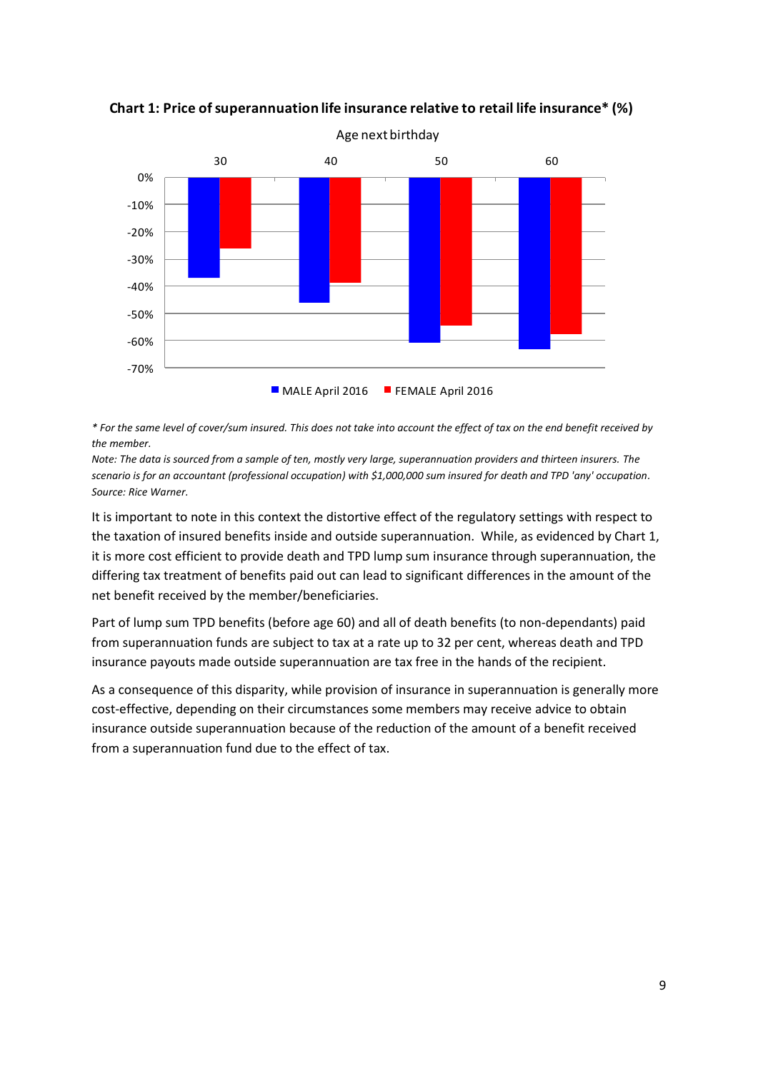**Chart 1: Price of superannuation life insurance relative to retail life insurance* (%)**

*\* For the same level of cover/sum insured. This does not take into account the effect of tax on the end benefit received by the member.*

*Note: The data is sourced from a sample of ten, mostly very large, superannuation providers and thirteen insurers. The scenario is for an accountant (professional occupation) with $1,000,000 sum insured for death and TPD 'any' occupation.*

*Source: Rice Warner.*

It is important to note in this context the distortive effect of the regulatory settings with respect to the taxation of insured benefits inside and outside superannuation. While, as evidenced by Chart 1, it is more cost efficient to provide death and TPD lump sum insurance through superannuation, the differing tax treatment of benefits paid out can lead to significant differences in the amount of the net benefit received by the member/beneficiaries.

Part of lump sum TPD benefits (before age 60) and all of death benefits (to non-dependants) paid from superannuation funds are subject to tax at a rate up to 32 per cent, whereas death and TPD insurance payouts made outside superannuation are tax free in the hands of the recipient.

As a consequence of this disparity, while provision of insurance in superannuation is generally more cost-effective, depending on their circumstances some members may receive advice to obtain insurance outside superannuation because of the reduction of the amount of a benefit received from a superannuation fund due to the effect of tax.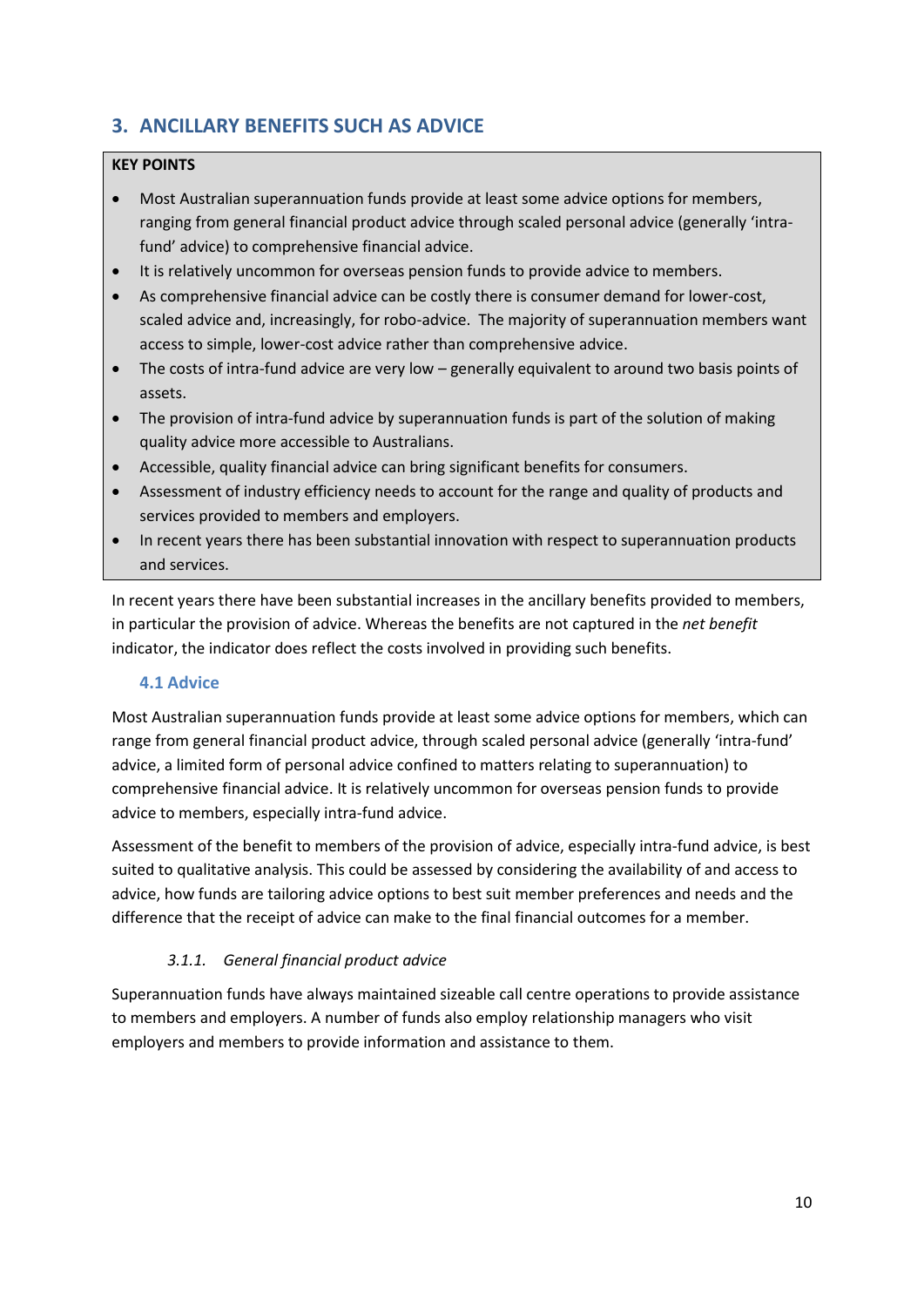## 3. ANCILLARY BENEFITS SUCH AS ADVICE

**KEY POINTS**

- Most Australian superannuation funds provide at least some advice options for members, ranging from general financial product advice through scaled personal advice (generally 'intra-fund' advice) to comprehensive financial advice.
- It is relatively uncommon for overseas pension funds to provide advice to members.
- As comprehensive financial advice can be costly there is consumer demand for lower-cost, scaled advice and, increasingly, for robo-advice. The majority of superannuation members want access to simple, lower-cost advice rather than comprehensive advice.
- The costs of intra-fund advice are very low – generally equivalent to around two basis points of assets.
- The provision of intra-fund advice by superannuation funds is part of the solution of making quality advice more accessible to Australians.
- Accessible, quality financial advice can bring significant benefits for consumers.
- Assessment of industry efficiency needs to account for the range and quality of products and services provided to members and employers.
- In recent years there has been substantial innovation with respect to superannuation products and services.

In recent years there have been substantial increases in the ancillary benefits provided to members, in particular the provision of advice. Whereas the benefits are not captured in the *net benefit* indicator, the indicator does reflect the costs involved in providing such benefits.

### 4.1 Advice

Most Australian superannuation funds provide at least some advice options for members, which can range from general financial product advice, through scaled personal advice (generally 'intra-fund' advice, a limited form of personal advice confined to matters relating to superannuation) to comprehensive financial advice. It is relatively uncommon for overseas pension funds to provide advice to members, especially intra-fund advice.

Assessment of the benefit to members of the provision of advice, especially intra-fund advice, is best suited to qualitative analysis. This could be assessed by considering the availability of and access to advice, how funds are tailoring advice options to best suit member preferences and needs and the difference that the receipt of advice can make to the final financial outcomes for a member.

#### *3.1.1. General financial product advice*

Superannuation funds have always maintained sizeable call centre operations to provide assistance to members and employers. A number of funds also employ relationship managers who visit employers and members to provide information and assistance to them.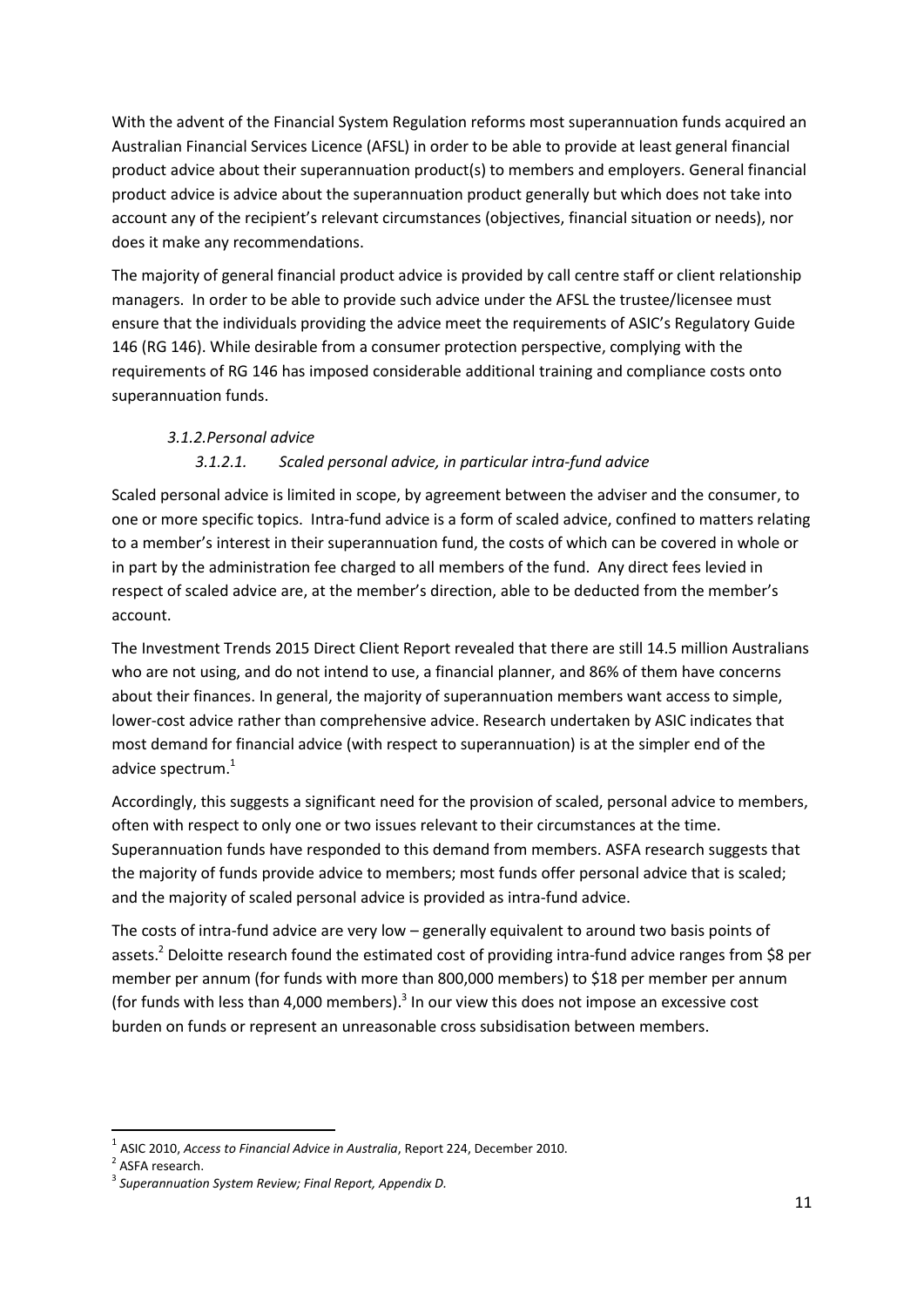With the advent of the Financial System Regulation reforms most superannuation funds acquired an Australian Financial Services Licence (AFSL) in order to be able to provide at least general financial product advice about their superannuation product(s) to members and employers. General financial product advice is advice about the superannuation product generally but which does not take into account any of the recipient's relevant circumstances (objectives, financial situation or needs), nor does it make any recommendations.

The majority of general financial product advice is provided by call centre staff or client relationship managers. In order to be able to provide such advice under the AFSL the trustee/licensee must ensure that the individuals providing the advice meet the requirements of ASIC's Regulatory Guide 146 (RG 146). While desirable from a consumer protection perspective, complying with the requirements of RG 146 has imposed considerable additional training and compliance costs onto superannuation funds.

### *3.1.2. Personal advice*

#### *3.1.2.1. Scaled personal advice, in particular intra-fund advice*

Scaled personal advice is limited in scope, by agreement between the adviser and the consumer, to one or more specific topics. Intra-fund advice is a form of scaled advice, confined to matters relating to a member's interest in their superannuation fund, the costs of which can be covered in whole or in part by the administration fee charged to all members of the fund. Any direct fees levied in respect of scaled advice are, at the member's direction, able to be deducted from the member's account.

The Investment Trends 2015 Direct Client Report revealed that there are still 14.5 million Australians who are not using, and do not intend to use, a financial planner, and 86% of them have concerns about their finances. In general, the majority of superannuation members want access to simple, lower-cost advice rather than comprehensive advice. Research undertaken by ASIC indicates that most demand for financial advice (with respect to superannuation) is at the simpler end of the advice spectrum.[1]

Accordingly, this suggests a significant need for the provision of scaled, personal advice to members, often with respect to only one or two issues relevant to their circumstances at the time. Superannuation funds have responded to this demand from members. ASFA research suggests that the majority of funds provide advice to members; most funds offer personal advice that is scaled; and the majority of scaled personal advice is provided as intra-fund advice.

The costs of intra-fund advice are very low – generally equivalent to around two basis points of assets.[2] Deloitte research found the estimated cost of providing intra-fund advice ranges from $8 per member per annum (for funds with more than 800,000 members) to $18 per member per annum (for funds with less than 4,000 members).[3] In our view this does not impose an excessive cost burden on funds or represent an unreasonable cross subsidisation between members.

---

[1] ASIC 2010, *Access to Financial Advice in Australia*, Report 224, December 2010.

[2] ASFA research.

[3] *Superannuation System Review; Final Report, Appendix D.*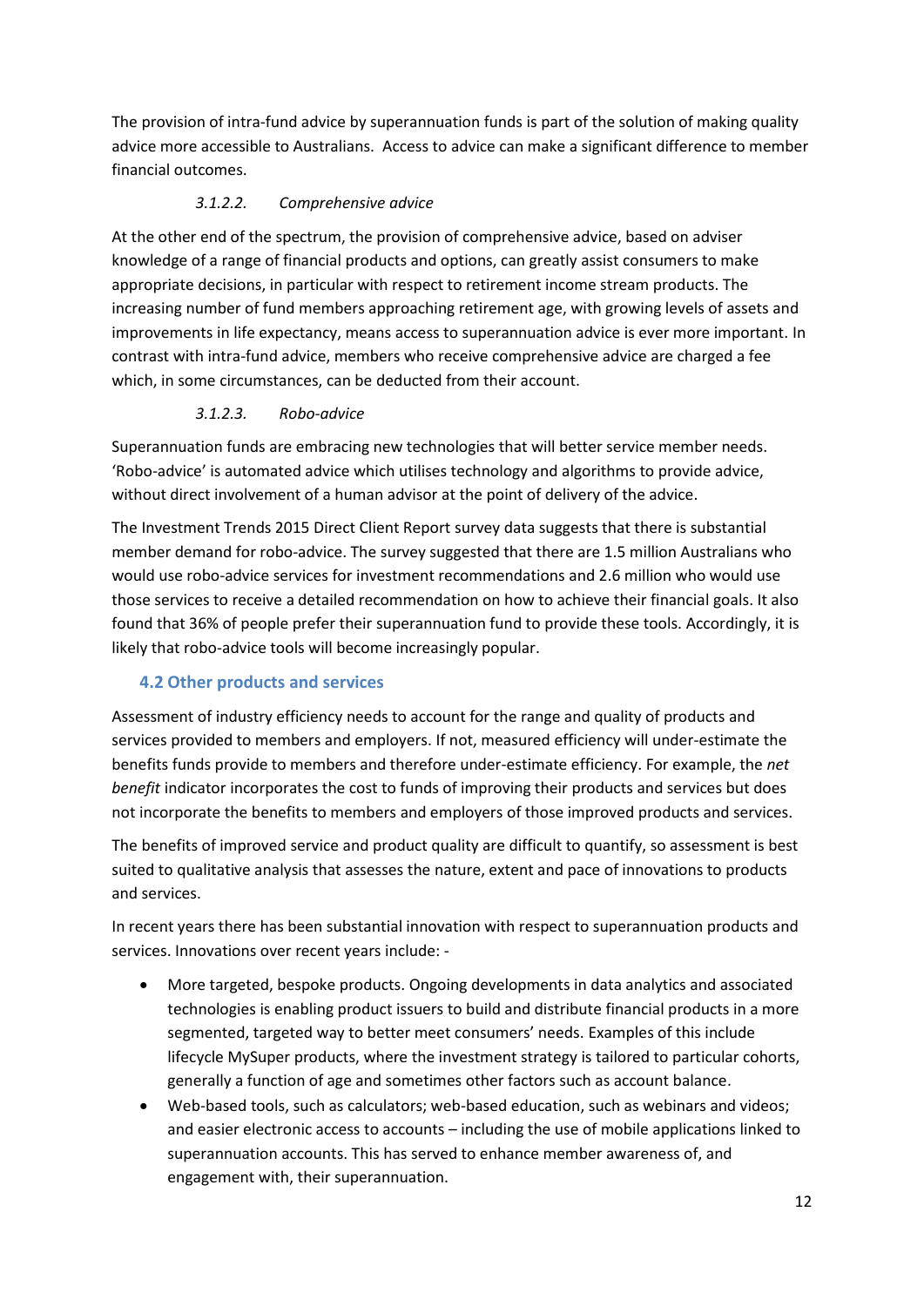The provision of intra-fund advice by superannuation funds is part of the solution of making quality advice more accessible to Australians. Access to advice can make a significant difference to member financial outcomes.

#### *3.1.2.2. Comprehensive advice*

At the other end of the spectrum, the provision of comprehensive advice, based on adviser knowledge of a range of financial products and options, can greatly assist consumers to make appropriate decisions, in particular with respect to retirement income stream products. The increasing number of fund members approaching retirement age, with growing levels of assets and improvements in life expectancy, means access to superannuation advice is ever more important. In contrast with intra-fund advice, members who receive comprehensive advice are charged a fee which, in some circumstances, can be deducted from their account.

#### *3.1.2.3. Robo-advice*

Superannuation funds are embracing new technologies that will better service member needs. 'Robo-advice' is automated advice which utilises technology and algorithms to provide advice, without direct involvement of a human advisor at the point of delivery of the advice.

The Investment Trends 2015 Direct Client Report survey data suggests that there is substantial member demand for robo-advice. The survey suggested that there are 1.5 million Australians who would use robo-advice services for investment recommendations and 2.6 million who would use those services to receive a detailed recommendation on how to achieve their financial goals. It also found that 36% of people prefer their superannuation fund to provide these tools. Accordingly, it is likely that robo-advice tools will become increasingly popular.

## 4.2 Other products and services

Assessment of industry efficiency needs to account for the range and quality of products and services provided to members and employers. If not, measured efficiency will under-estimate the benefits funds provide to members and therefore under-estimate efficiency. For example, the *net benefit* indicator incorporates the cost to funds of improving their products and services but does not incorporate the benefits to members and employers of those improved products and services.

The benefits of improved service and product quality are difficult to quantify, so assessment is best suited to qualitative analysis that assesses the nature, extent and pace of innovations to products and services.

In recent years there has been substantial innovation with respect to superannuation products and services. Innovations over recent years include: -

- More targeted, bespoke products. Ongoing developments in data analytics and associated technologies is enabling product issuers to build and distribute financial products in a more segmented, targeted way to better meet consumers' needs. Examples of this include lifecycle MySuper products, where the investment strategy is tailored to particular cohorts, generally a function of age and sometimes other factors such as account balance.
- Web-based tools, such as calculators; web-based education, such as webinars and videos; and easier electronic access to accounts – including the use of mobile applications linked to superannuation accounts. This has served to enhance member awareness of, and engagement with, their superannuation.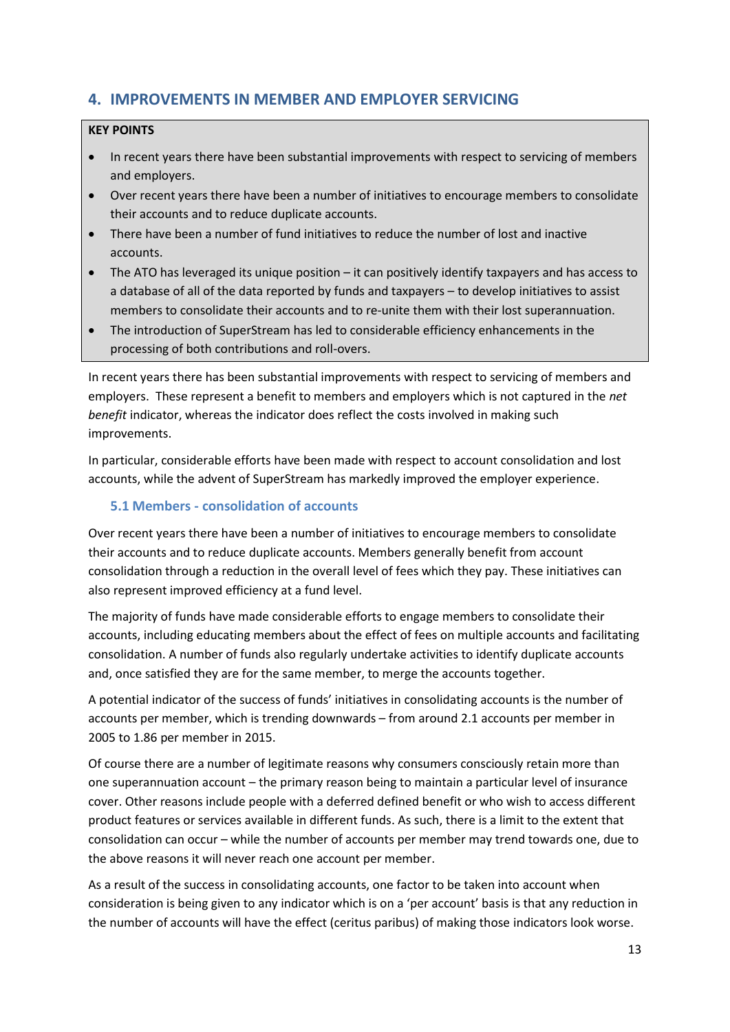## 4. IMPROVEMENTS IN MEMBER AND EMPLOYER SERVICING

**KEY POINTS**

- In recent years there have been substantial improvements with respect to servicing of members and employers.
- Over recent years there have been a number of initiatives to encourage members to consolidate their accounts and to reduce duplicate accounts.
- There have been a number of fund initiatives to reduce the number of lost and inactive accounts.
- The ATO has leveraged its unique position – it can positively identify taxpayers and has access to a database of all of the data reported by funds and taxpayers – to develop initiatives to assist members to consolidate their accounts and to re-unite them with their lost superannuation.
- The introduction of SuperStream has led to considerable efficiency enhancements in the processing of both contributions and roll-overs.

In recent years there has been substantial improvements with respect to servicing of members and employers. These represent a benefit to members and employers which is not captured in the *net benefit* indicator, whereas the indicator does reflect the costs involved in making such improvements.

In particular, considerable efforts have been made with respect to account consolidation and lost accounts, while the advent of SuperStream has markedly improved the employer experience.

### 5.1 Members - consolidation of accounts

Over recent years there have been a number of initiatives to encourage members to consolidate their accounts and to reduce duplicate accounts. Members generally benefit from account consolidation through a reduction in the overall level of fees which they pay. These initiatives can also represent improved efficiency at a fund level.

The majority of funds have made considerable efforts to engage members to consolidate their accounts, including educating members about the effect of fees on multiple accounts and facilitating consolidation. A number of funds also regularly undertake activities to identify duplicate accounts and, once satisfied they are for the same member, to merge the accounts together.

A potential indicator of the success of funds' initiatives in consolidating accounts is the number of accounts per member, which is trending downwards – from around 2.1 accounts per member in 2005 to 1.86 per member in 2015.

Of course there are a number of legitimate reasons why consumers consciously retain more than one superannuation account – the primary reason being to maintain a particular level of insurance cover. Other reasons include people with a deferred defined benefit or who wish to access different product features or services available in different funds. As such, there is a limit to the extent that consolidation can occur – while the number of accounts per member may trend towards one, due to the above reasons it will never reach one account per member.

As a result of the success in consolidating accounts, one factor to be taken into account when consideration is being given to any indicator which is on a 'per account' basis is that any reduction in the number of accounts will have the effect (ceritus paribus) of making those indicators look worse.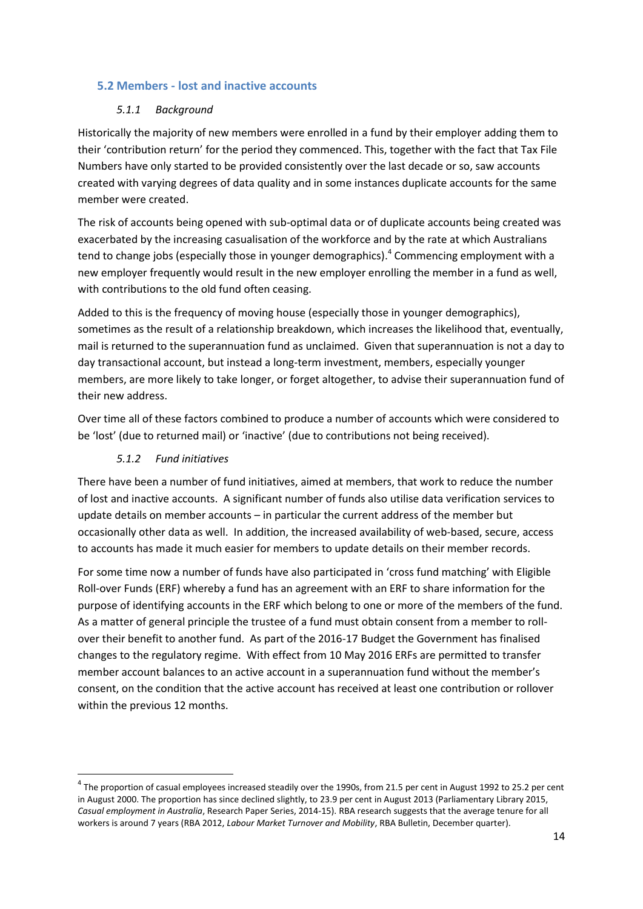## 5.2 Members - lost and inactive accounts

### *5.1.1 Background*

Historically the majority of new members were enrolled in a fund by their employer adding them to their 'contribution return' for the period they commenced. This, together with the fact that Tax File Numbers have only started to be provided consistently over the last decade or so, saw accounts created with varying degrees of data quality and in some instances duplicate accounts for the same member were created.

The risk of accounts being opened with sub-optimal data or of duplicate accounts being created was exacerbated by the increasing casualisation of the workforce and by the rate at which Australians tend to change jobs (especially those in younger demographics).[4] Commencing employment with a new employer frequently would result in the new employer enrolling the member in a fund as well, with contributions to the old fund often ceasing.

Added to this is the frequency of moving house (especially those in younger demographics), sometimes as the result of a relationship breakdown, which increases the likelihood that, eventually, mail is returned to the superannuation fund as unclaimed. Given that superannuation is not a day to day transactional account, but instead a long-term investment, members, especially younger members, are more likely to take longer, or forget altogether, to advise their superannuation fund of their new address.

Over time all of these factors combined to produce a number of accounts which were considered to be 'lost' (due to returned mail) or 'inactive' (due to contributions not being received).

### *5.1.2 Fund initiatives*

There have been a number of fund initiatives, aimed at members, that work to reduce the number of lost and inactive accounts. A significant number of funds also utilise data verification services to update details on member accounts – in particular the current address of the member but occasionally other data as well. In addition, the increased availability of web-based, secure, access to accounts has made it much easier for members to update details on their member records.

For some time now a number of funds have also participated in 'cross fund matching' with Eligible Roll-over Funds (ERF) whereby a fund has an agreement with an ERF to share information for the purpose of identifying accounts in the ERF which belong to one or more of the members of the fund. As a matter of general principle the trustee of a fund must obtain consent from a member to roll-over their benefit to another fund. As part of the 2016-17 Budget the Government has finalised changes to the regulatory regime. With effect from 10 May 2016 ERFs are permitted to transfer member account balances to an active account in a superannuation fund without the member's consent, on the condition that the active account has received at least one contribution or rollover within the previous 12 months.

---

[4] The proportion of casual employees increased steadily over the 1990s, from 21.5 per cent in August 1992 to 25.2 per cent in August 2000. The proportion has since declined slightly, to 23.9 per cent in August 2013 (Parliamentary Library 2015, *Casual employment in Australia*, Research Paper Series, 2014-15). RBA research suggests that the average tenure for all workers is around 7 years (RBA 2012, *Labour Market Turnover and Mobility*, RBA Bulletin, December quarter).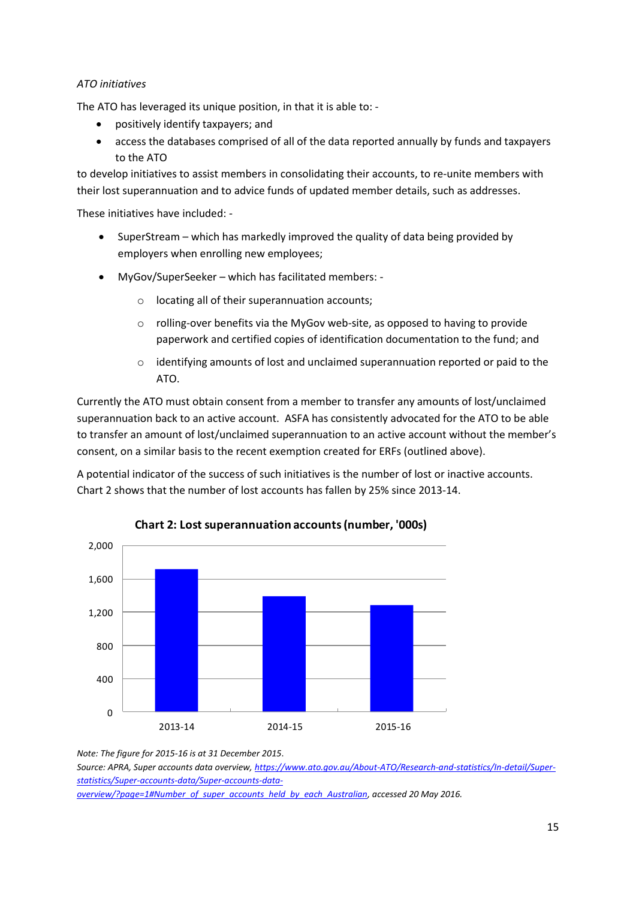*ATO initiatives*

The ATO has leveraged its unique position, in that it is able to: -

- positively identify taxpayers; and
- access the databases comprised of all of the data reported annually by funds and taxpayers to the ATO

to develop initiatives to assist members in consolidating their accounts, to re-unite members with their lost superannuation and to advice funds of updated member details, such as addresses.

These initiatives have included: -

- SuperStream – which has markedly improved the quality of data being provided by employers when enrolling new employees;
- MyGov/SuperSeeker – which has facilitated members: -
  - locating all of their superannuation accounts;
  - rolling-over benefits via the MyGov web-site, as opposed to having to provide paperwork and certified copies of identification documentation to the fund; and
  - identifying amounts of lost and unclaimed superannuation reported or paid to the ATO.

Currently the ATO must obtain consent from a member to transfer any amounts of lost/unclaimed superannuation back to an active account. ASFA has consistently advocated for the ATO to be able to transfer an amount of lost/unclaimed superannuation to an active account without the member's consent, on a similar basis to the recent exemption created for ERFs (outlined above).

A potential indicator of the success of such initiatives is the number of lost or inactive accounts. Chart 2 shows that the number of lost accounts has fallen by 25% since 2013-14.

**Chart 2: Lost superannuation accounts (number, '000s)**

*Note: The figure for 2015-16 is at 31 December 2015.*

*Source: APRA, Super accounts data overview, [https://www.ato.gov.au/About-ATO/Research-and-statistics/In-detail/Super-statistics/Super-accounts-data/Super-accounts-data-overview/?page=1#Number_of_super_accounts_held_by_each_Australian](https://www.ato.gov.au/About-ATO/Research-and-statistics/In-detail/Super-statistics/Super-accounts-data/Super-accounts-data-overview/?page=1#Number_of_super_accounts_held_by_each_Australian), accessed 20 May 2016.*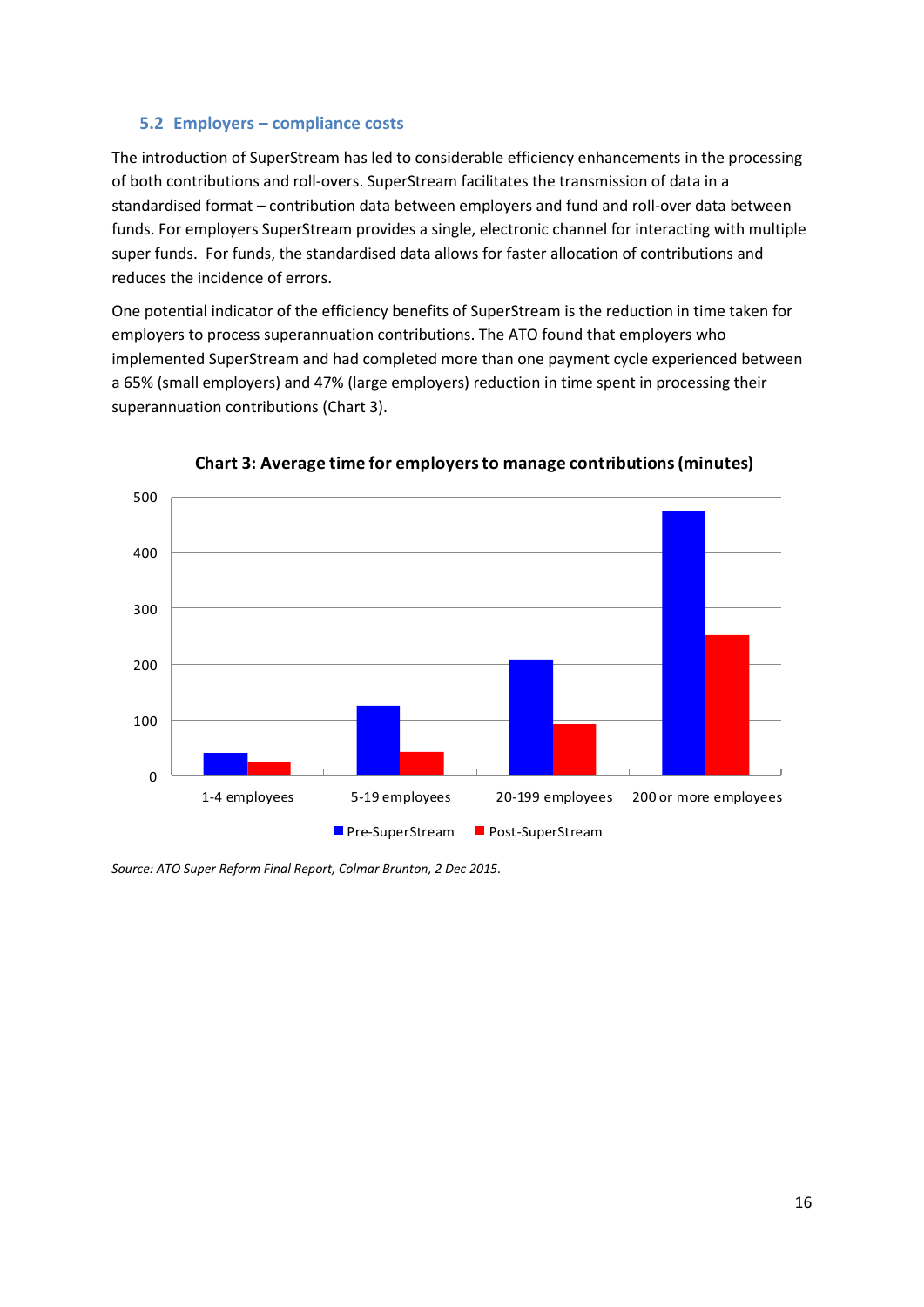### 5.2 Employers – compliance costs

The introduction of SuperStream has led to considerable efficiency enhancements in the processing of both contributions and roll-overs. SuperStream facilitates the transmission of data in a standardised format – contribution data between employers and fund and roll-over data between funds. For employers SuperStream provides a single, electronic channel for interacting with multiple super funds. For funds, the standardised data allows for faster allocation of contributions and reduces the incidence of errors.

One potential indicator of the efficiency benefits of SuperStream is the reduction in time taken for employers to process superannuation contributions. The ATO found that employers who implemented SuperStream and had completed more than one payment cycle experienced between a 65% (small employers) and 47% (large employers) reduction in time spent in processing their superannuation contributions (Chart 3).

**Chart 3: Average time for employers to manage contributions (minutes)**

*Source: ATO Super Reform Final Report, Colmar Brunton, 2 Dec 2015.*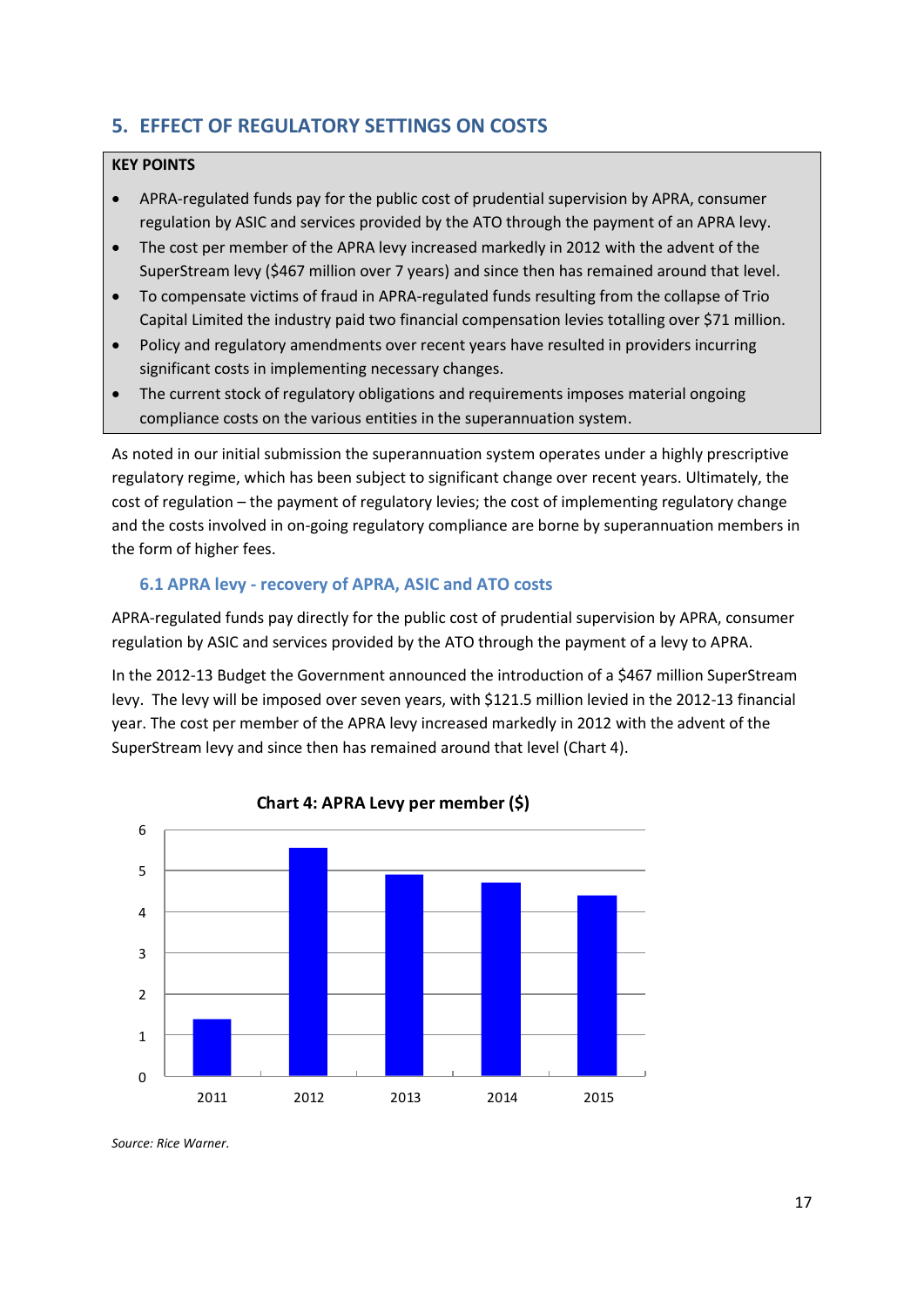## 5. EFFECT OF REGULATORY SETTINGS ON COSTS

**KEY POINTS**

- APRA-regulated funds pay for the public cost of prudential supervision by APRA, consumer regulation by ASIC and services provided by the ATO through the payment of an APRA levy.
- The cost per member of the APRA levy increased markedly in 2012 with the advent of the SuperStream levy ($467 million over 7 years) and since then has remained around that level.
- To compensate victims of fraud in APRA-regulated funds resulting from the collapse of Trio Capital Limited the industry paid two financial compensation levies totalling over $71 million.
- Policy and regulatory amendments over recent years have resulted in providers incurring significant costs in implementing necessary changes.
- The current stock of regulatory obligations and requirements imposes material ongoing compliance costs on the various entities in the superannuation system.

As noted in our initial submission the superannuation system operates under a highly prescriptive regulatory regime, which has been subject to significant change over recent years. Ultimately, the cost of regulation – the payment of regulatory levies; the cost of implementing regulatory change and the costs involved in on-going regulatory compliance are borne by superannuation members in the form of higher fees.

### 6.1 APRA levy - recovery of APRA, ASIC and ATO costs

APRA-regulated funds pay directly for the public cost of prudential supervision by APRA, consumer regulation by ASIC and services provided by the ATO through the payment of a levy to APRA.

In the 2012-13 Budget the Government announced the introduction of a $467 million SuperStream levy. The levy will be imposed over seven years, with $121.5 million levied in the 2012-13 financial year. The cost per member of the APRA levy increased markedly in 2012 with the advent of the SuperStream levy and since then has remained around that level (Chart 4).

**Chart 4: APRA Levy per member ($)**

| Year | APRA Levy per member ($) (approx.) |
|---|---|
| 2011 | 1.4 |
| 2012 | 5.6 |
| 2013 | 4.9 |
| 2014 | 4.7 |
| 2015 | 4.4 |

*Source: Rice Warner.*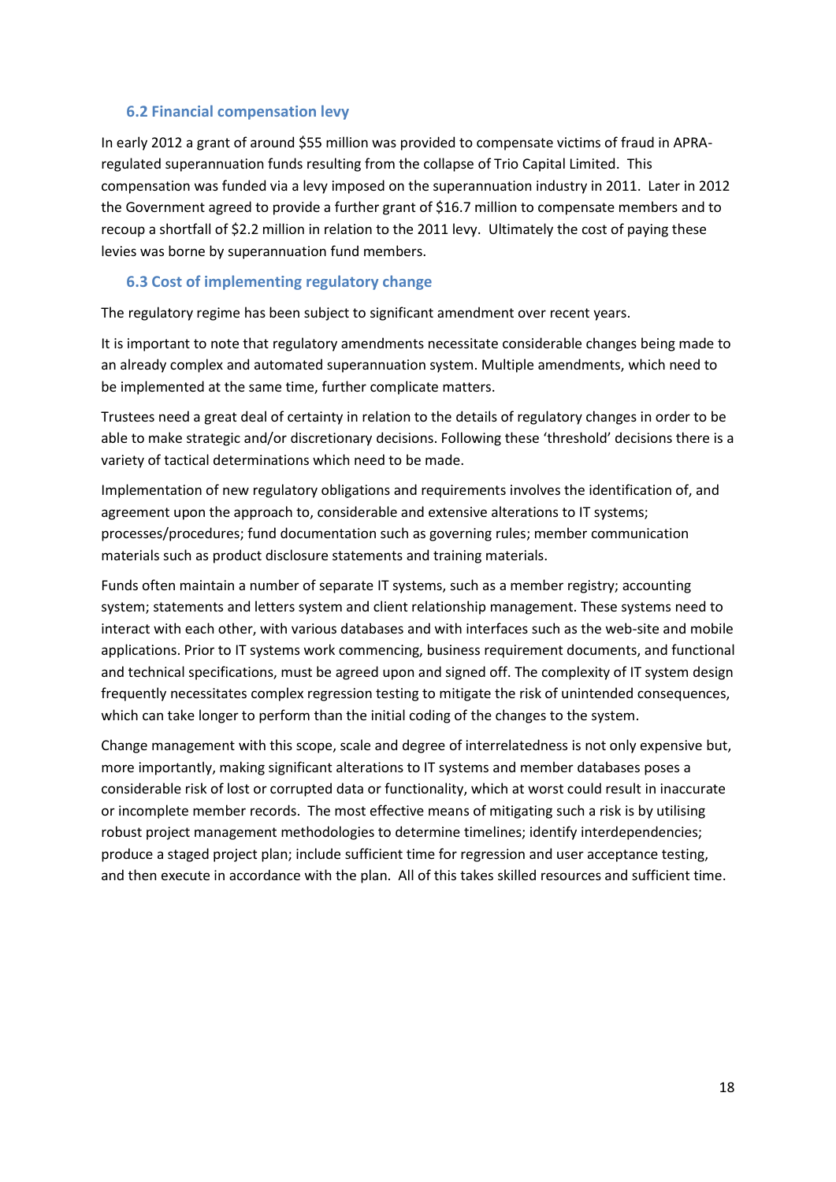### 6.2 Financial compensation levy

In early 2012 a grant of around $55 million was provided to compensate victims of fraud in APRA-regulated superannuation funds resulting from the collapse of Trio Capital Limited. This compensation was funded via a levy imposed on the superannuation industry in 2011. Later in 2012 the Government agreed to provide a further grant of $16.7 million to compensate members and to recoup a shortfall of $2.2 million in relation to the 2011 levy. Ultimately the cost of paying these levies was borne by superannuation fund members.

### 6.3 Cost of implementing regulatory change

The regulatory regime has been subject to significant amendment over recent years.

It is important to note that regulatory amendments necessitate considerable changes being made to an already complex and automated superannuation system. Multiple amendments, which need to be implemented at the same time, further complicate matters.

Trustees need a great deal of certainty in relation to the details of regulatory changes in order to be able to make strategic and/or discretionary decisions. Following these 'threshold' decisions there is a variety of tactical determinations which need to be made.

Implementation of new regulatory obligations and requirements involves the identification of, and agreement upon the approach to, considerable and extensive alterations to IT systems; processes/procedures; fund documentation such as governing rules; member communication materials such as product disclosure statements and training materials.

Funds often maintain a number of separate IT systems, such as a member registry; accounting system; statements and letters system and client relationship management. These systems need to interact with each other, with various databases and with interfaces such as the web-site and mobile applications. Prior to IT systems work commencing, business requirement documents, and functional and technical specifications, must be agreed upon and signed off. The complexity of IT system design frequently necessitates complex regression testing to mitigate the risk of unintended consequences, which can take longer to perform than the initial coding of the changes to the system.

Change management with this scope, scale and degree of interrelatedness is not only expensive but, more importantly, making significant alterations to IT systems and member databases poses a considerable risk of lost or corrupted data or functionality, which at worst could result in inaccurate or incomplete member records. The most effective means of mitigating such a risk is by utilising robust project management methodologies to determine timelines; identify interdependencies; produce a staged project plan; include sufficient time for regression and user acceptance testing, and then execute in accordance with the plan. All of this takes skilled resources and sufficient time.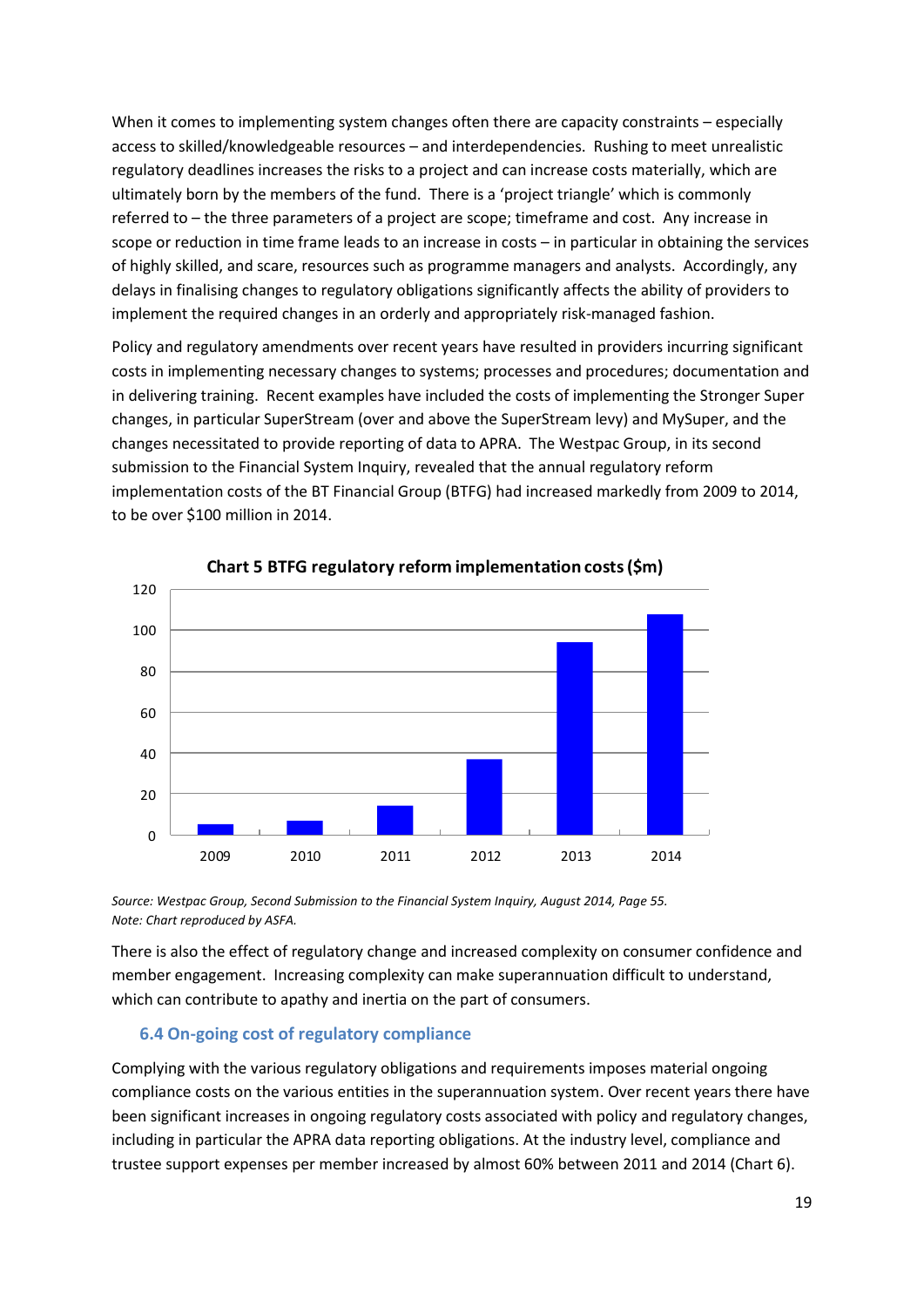When it comes to implementing system changes often there are capacity constraints – especially access to skilled/knowledgeable resources – and interdependencies. Rushing to meet unrealistic regulatory deadlines increases the risks to a project and can increase costs materially, which are ultimately born by the members of the fund. There is a 'project triangle' which is commonly referred to – the three parameters of a project are scope; timeframe and cost. Any increase in scope or reduction in time frame leads to an increase in costs – in particular in obtaining the services of highly skilled, and scare, resources such as programme managers and analysts. Accordingly, any delays in finalising changes to regulatory obligations significantly affects the ability of providers to implement the required changes in an orderly and appropriately risk-managed fashion.

Policy and regulatory amendments over recent years have resulted in providers incurring significant costs in implementing necessary changes to systems; processes and procedures; documentation and in delivering training. Recent examples have included the costs of implementing the Stronger Super changes, in particular SuperStream (over and above the SuperStream levy) and MySuper, and the changes necessitated to provide reporting of data to APRA. The Westpac Group, in its second submission to the Financial System Inquiry, revealed that the annual regulatory reform implementation costs of the BT Financial Group (BTFG) had increased markedly from 2009 to 2014, to be over $100 million in 2014.

**Chart 5 BTFG regulatory reform implementation costs ($m)**

| Year | Cost ($m) (approx.) |
|---|---|
| 2009 | 5 |
| 2010 | 7 |
| 2011 | 14 |
| 2012 | 37 |
| 2013 | 94 |
| 2014 | 108 |

*Source: Westpac Group, Second Submission to the Financial System Inquiry, August 2014, Page 55.*
*Note: Chart reproduced by ASFA.*

There is also the effect of regulatory change and increased complexity on consumer confidence and member engagement. Increasing complexity can make superannuation difficult to understand, which can contribute to apathy and inertia on the part of consumers.

### 6.4 On-going cost of regulatory compliance

Complying with the various regulatory obligations and requirements imposes material ongoing compliance costs on the various entities in the superannuation system. Over recent years there have been significant increases in ongoing regulatory costs associated with policy and regulatory changes, including in particular the APRA data reporting obligations. At the industry level, compliance and trustee support expenses per member increased by almost 60% between 2011 and 2014 (Chart 6).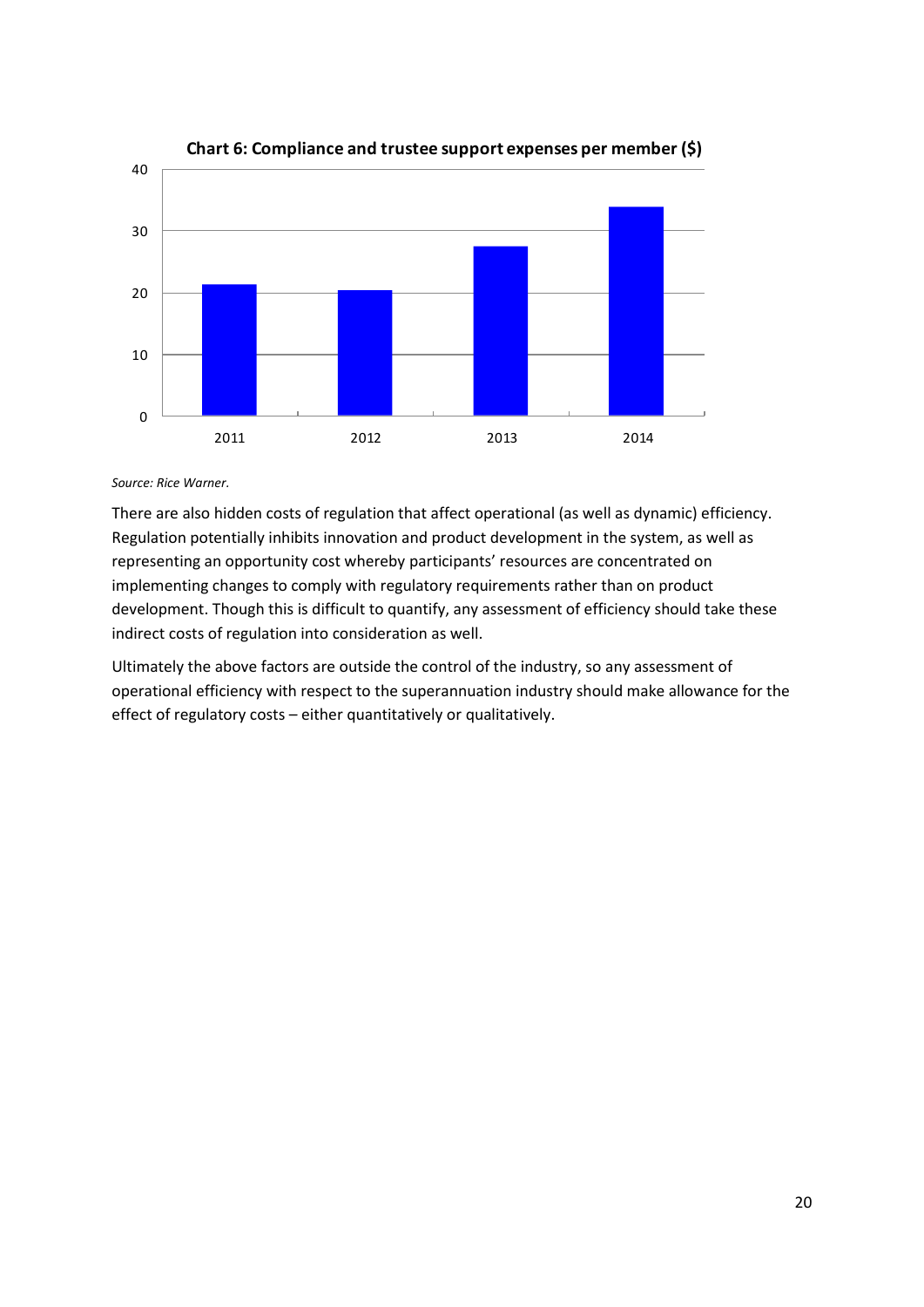**Chart 6: Compliance and trustee support expenses per member ($)**

40
30
20
10
0

2011
2012
2013
2014

*Source: Rice Warner.*

There are also hidden costs of regulation that affect operational (as well as dynamic) efficiency. Regulation potentially inhibits innovation and product development in the system, as well as representing an opportunity cost whereby participants' resources are concentrated on implementing changes to comply with regulatory requirements rather than on product development. Though this is difficult to quantify, any assessment of efficiency should take these indirect costs of regulation into consideration as well.

Ultimately the above factors are outside the control of the industry, so any assessment of operational efficiency with respect to the superannuation industry should make allowance for the effect of regulatory costs – either quantitatively or qualitatively.